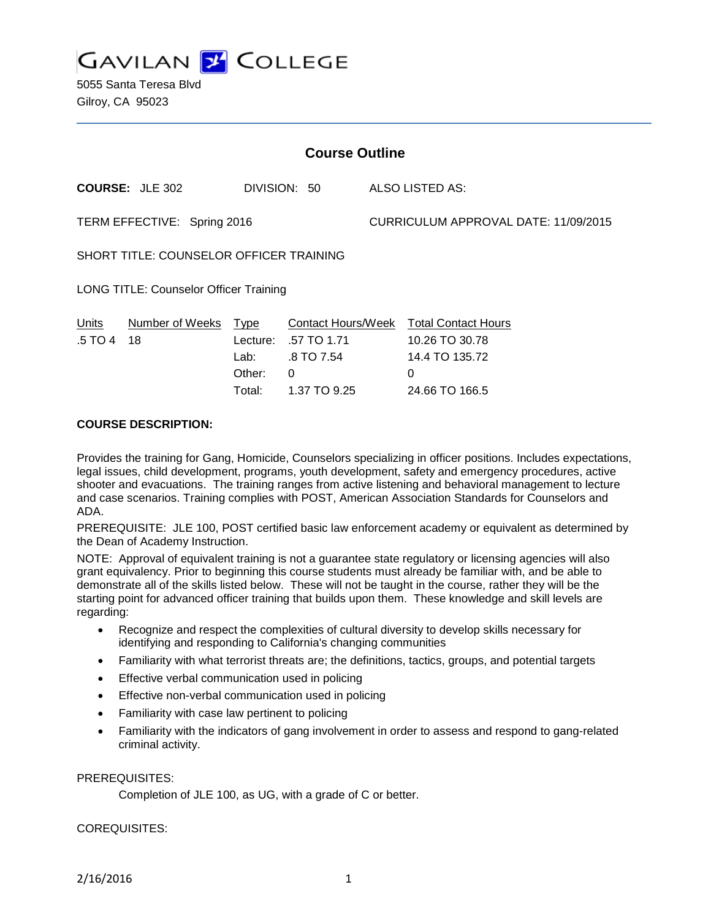GAVILAN COLLEGE

5055 Santa Teresa Blvd
Gilroy, CA 95023

## Course Outline

**COURSE:** JLE 302 DIVISION: 50 ALSO LISTED AS:

TERM EFFECTIVE: Spring 2016 CURRICULUM APPROVAL DATE: 11/09/2015

SHORT TITLE: COUNSELOR OFFICER TRAINING

LONG TITLE: Counselor Officer Training

| Units | Number of Weeks | Type | Contact Hours/Week | Total Contact Hours |
|---|---|---|---|---|
| .5 TO 4 | 18 | Lecture: | .57 TO 1.71 | 10.26 TO 30.78 |
| | | Lab: | .8 TO 7.54 | 14.4 TO 135.72 |
| | | Other: | 0 | 0 |
| | | Total: | 1.37 TO 9.25 | 24.66 TO 166.5 |

**COURSE DESCRIPTION:**

Provides the training for Gang, Homicide, Counselors specializing in officer positions. Includes expectations, legal issues, child development, programs, youth development, safety and emergency procedures, active shooter and evacuations. The training ranges from active listening and behavioral management to lecture and case scenarios. Training complies with POST, American Association Standards for Counselors and ADA.

PREREQUISITE: JLE 100, POST certified basic law enforcement academy or equivalent as determined by the Dean of Academy Instruction.

NOTE: Approval of equivalent training is not a guarantee state regulatory or licensing agencies will also grant equivalency. Prior to beginning this course students must already be familiar with, and be able to demonstrate all of the skills listed below. These will not be taught in the course, rather they will be the starting point for advanced officer training that builds upon them. These knowledge and skill levels are regarding:

- Recognize and respect the complexities of cultural diversity to develop skills necessary for identifying and responding to California's changing communities
- Familiarity with what terrorist threats are; the definitions, tactics, groups, and potential targets
- Effective verbal communication used in policing
- Effective non-verbal communication used in policing
- Familiarity with case law pertinent to policing
- Familiarity with the indicators of gang involvement in order to assess and respond to gang-related criminal activity.

PREREQUISITES:

Completion of JLE 100, as UG, with a grade of C or better.

COREQUISITES: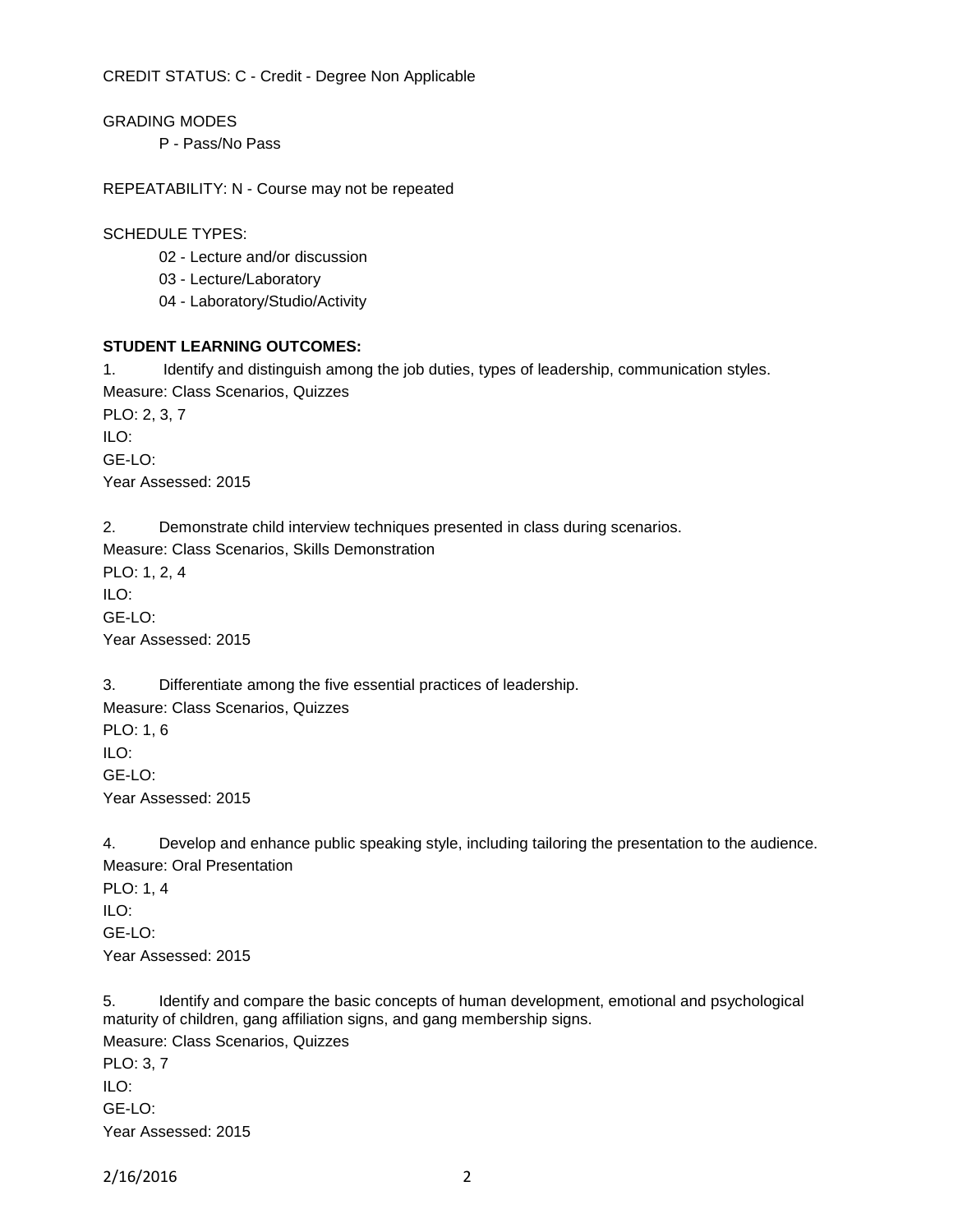CREDIT STATUS: C - Credit - Degree Non Applicable

GRADING MODES

P - Pass/No Pass

REPEATABILITY: N - Course may not be repeated

SCHEDULE TYPES:

02 - Lecture and/or discussion
03 - Lecture/Laboratory
04 - Laboratory/Studio/Activity

**STUDENT LEARNING OUTCOMES:**

1. Identify and distinguish among the job duties, types of leadership, communication styles.
Measure: Class Scenarios, Quizzes
PLO: 2, 3, 7
ILO:
GE-LO:
Year Assessed: 2015

2. Demonstrate child interview techniques presented in class during scenarios.
Measure: Class Scenarios, Skills Demonstration
PLO: 1, 2, 4
ILO:
GE-LO:
Year Assessed: 2015

3. Differentiate among the five essential practices of leadership.
Measure: Class Scenarios, Quizzes
PLO: 1, 6
ILO:
GE-LO:
Year Assessed: 2015

4. Develop and enhance public speaking style, including tailoring the presentation to the audience.
Measure: Oral Presentation
PLO: 1, 4
ILO:
GE-LO:
Year Assessed: 2015

5. Identify and compare the basic concepts of human development, emotional and psychological maturity of children, gang affiliation signs, and gang membership signs.
Measure: Class Scenarios, Quizzes
PLO: 3, 7
ILO:
GE-LO:
Year Assessed: 2015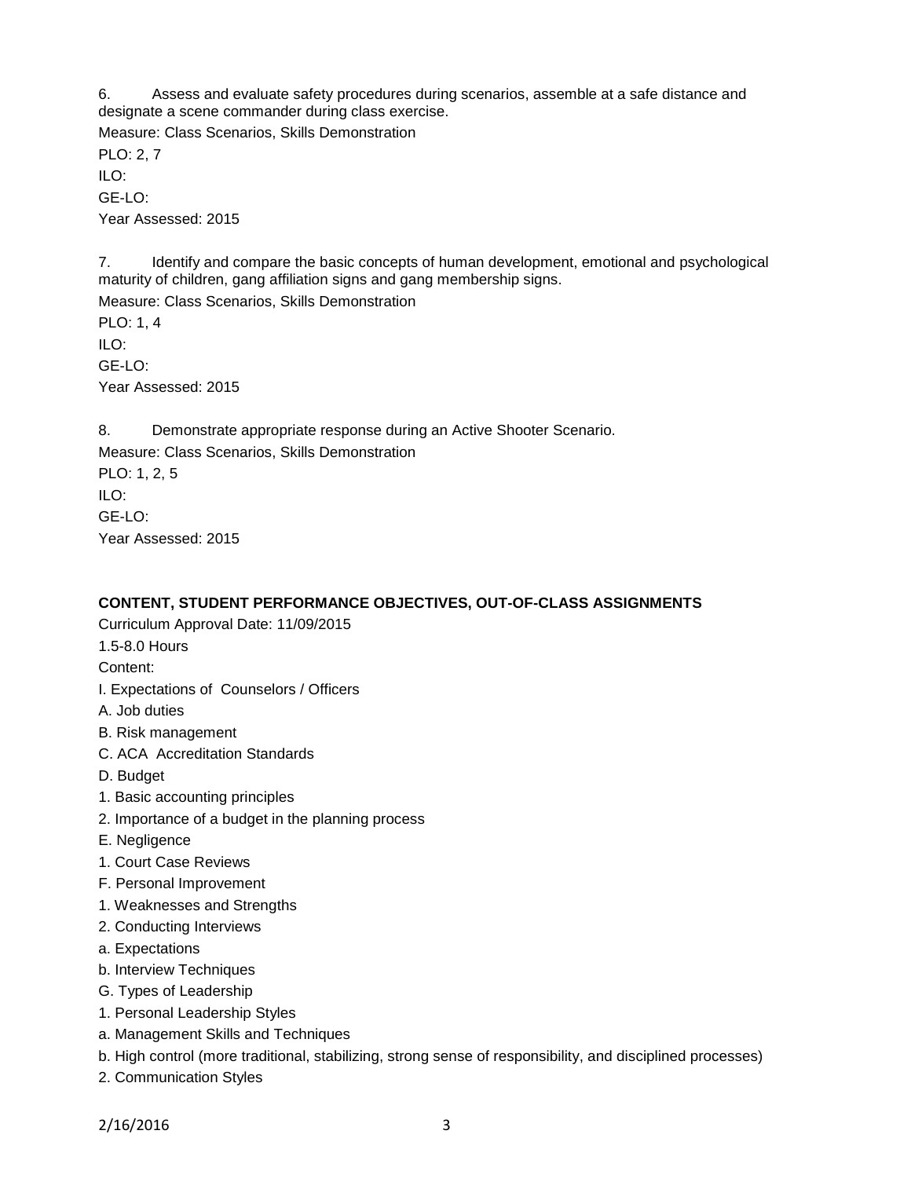6. Assess and evaluate safety procedures during scenarios, assemble at a safe distance and designate a scene commander during class exercise.

Measure: Class Scenarios, Skills Demonstration

PLO: 2, 7

ILO:

GE-LO:

Year Assessed: 2015

7. Identify and compare the basic concepts of human development, emotional and psychological maturity of children, gang affiliation signs and gang membership signs.

Measure: Class Scenarios, Skills Demonstration

PLO: 1, 4

ILO:

GE-LO:

Year Assessed: 2015

8. Demonstrate appropriate response during an Active Shooter Scenario.

Measure: Class Scenarios, Skills Demonstration

PLO: 1, 2, 5

ILO:

GE-LO:

Year Assessed: 2015

**CONTENT, STUDENT PERFORMANCE OBJECTIVES, OUT-OF-CLASS ASSIGNMENTS**

Curriculum Approval Date: 11/09/2015

1.5-8.0 Hours

Content:

I. Expectations of Counselors / Officers

A. Job duties

B. Risk management

C. ACA Accreditation Standards

D. Budget

1. Basic accounting principles

2. Importance of a budget in the planning process

E. Negligence

1. Court Case Reviews

F. Personal Improvement

1. Weaknesses and Strengths

2. Conducting Interviews

a. Expectations

b. Interview Techniques

G. Types of Leadership

1. Personal Leadership Styles

a. Management Skills and Techniques

b. High control (more traditional, stabilizing, strong sense of responsibility, and disciplined processes)

2. Communication Styles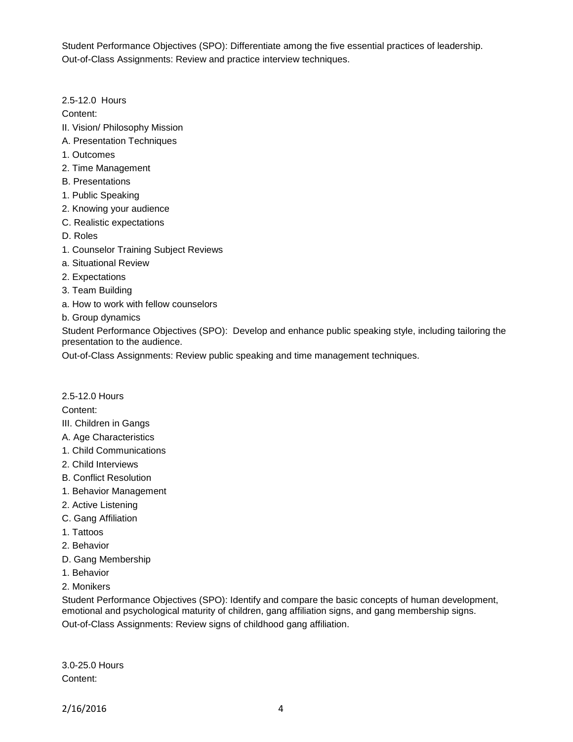Student Performance Objectives (SPO): Differentiate among the five essential practices of leadership.
Out-of-Class Assignments: Review and practice interview techniques.

2.5-12.0 Hours
Content:
II. Vision/ Philosophy Mission
A. Presentation Techniques
1. Outcomes
2. Time Management
B. Presentations
1. Public Speaking
2. Knowing your audience
C. Realistic expectations
D. Roles
1. Counselor Training Subject Reviews
a. Situational Review
2. Expectations
3. Team Building
a. How to work with fellow counselors
b. Group dynamics
Student Performance Objectives (SPO): Develop and enhance public speaking style, including tailoring the presentation to the audience.
Out-of-Class Assignments: Review public speaking and time management techniques.

2.5-12.0 Hours
Content:
III. Children in Gangs
A. Age Characteristics
1. Child Communications
2. Child Interviews
B. Conflict Resolution
1. Behavior Management
2. Active Listening
C. Gang Affiliation
1. Tattoos
2. Behavior
D. Gang Membership
1. Behavior
2. Monikers
Student Performance Objectives (SPO): Identify and compare the basic concepts of human development, emotional and psychological maturity of children, gang affiliation signs, and gang membership signs.
Out-of-Class Assignments: Review signs of childhood gang affiliation.

3.0-25.0 Hours
Content: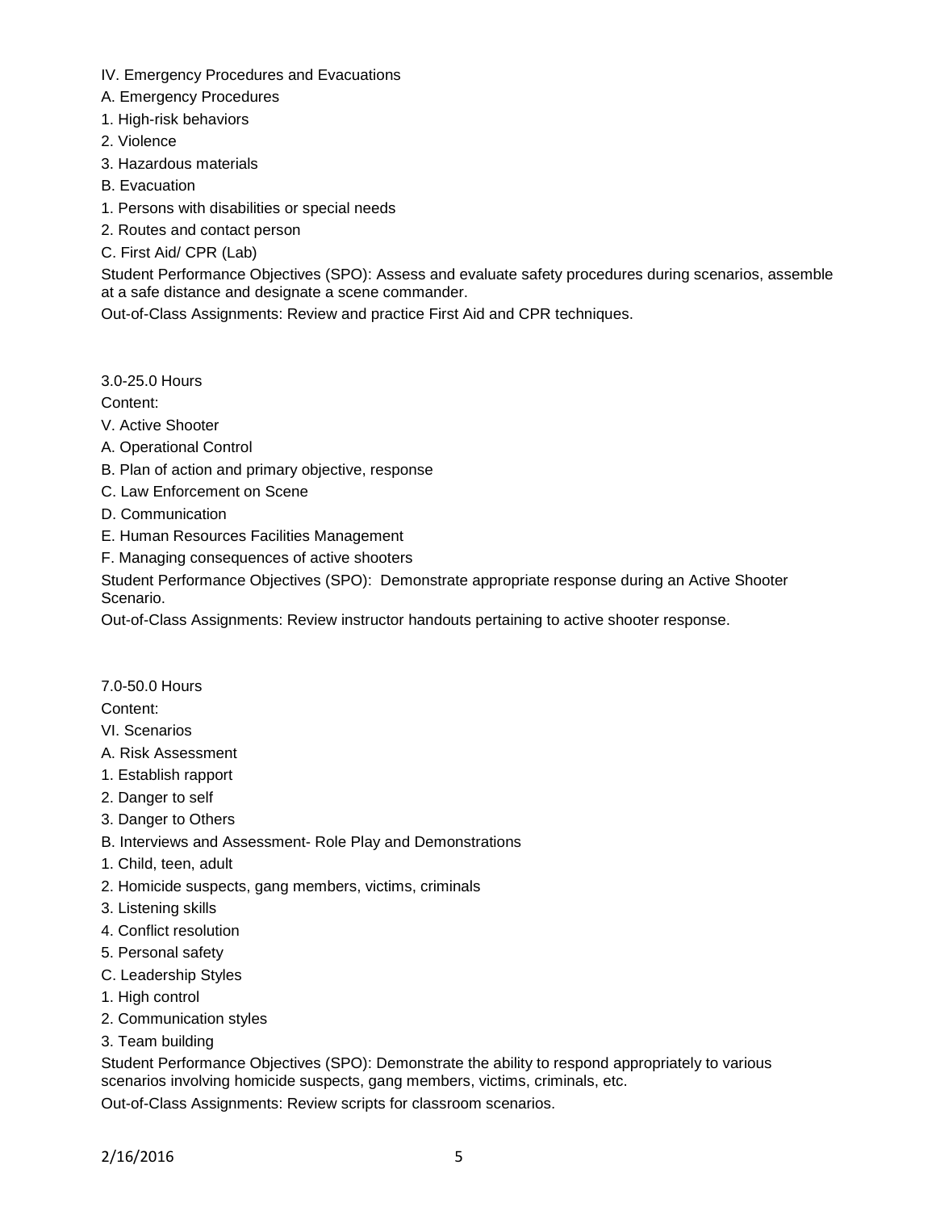IV. Emergency Procedures and Evacuations

A. Emergency Procedures

1. High-risk behaviors
2. Violence
3. Hazardous materials

B. Evacuation

1. Persons with disabilities or special needs
2. Routes and contact person

C. First Aid/ CPR (Lab)

Student Performance Objectives (SPO): Assess and evaluate safety procedures during scenarios, assemble at a safe distance and designate a scene commander.

Out-of-Class Assignments: Review and practice First Aid and CPR techniques.

3.0-25.0 Hours

Content:

V. Active Shooter

A. Operational Control

B. Plan of action and primary objective, response

C. Law Enforcement on Scene

D. Communication

E. Human Resources Facilities Management

F. Managing consequences of active shooters

Student Performance Objectives (SPO): Demonstrate appropriate response during an Active Shooter Scenario.

Out-of-Class Assignments: Review instructor handouts pertaining to active shooter response.

7.0-50.0 Hours

Content:

VI. Scenarios

A. Risk Assessment

1. Establish rapport
2. Danger to self
3. Danger to Others

B. Interviews and Assessment- Role Play and Demonstrations

1. Child, teen, adult
2. Homicide suspects, gang members, victims, criminals
3. Listening skills
4. Conflict resolution
5. Personal safety

C. Leadership Styles

1. High control
2. Communication styles
3. Team building

Student Performance Objectives (SPO): Demonstrate the ability to respond appropriately to various scenarios involving homicide suspects, gang members, victims, criminals, etc.

Out-of-Class Assignments: Review scripts for classroom scenarios.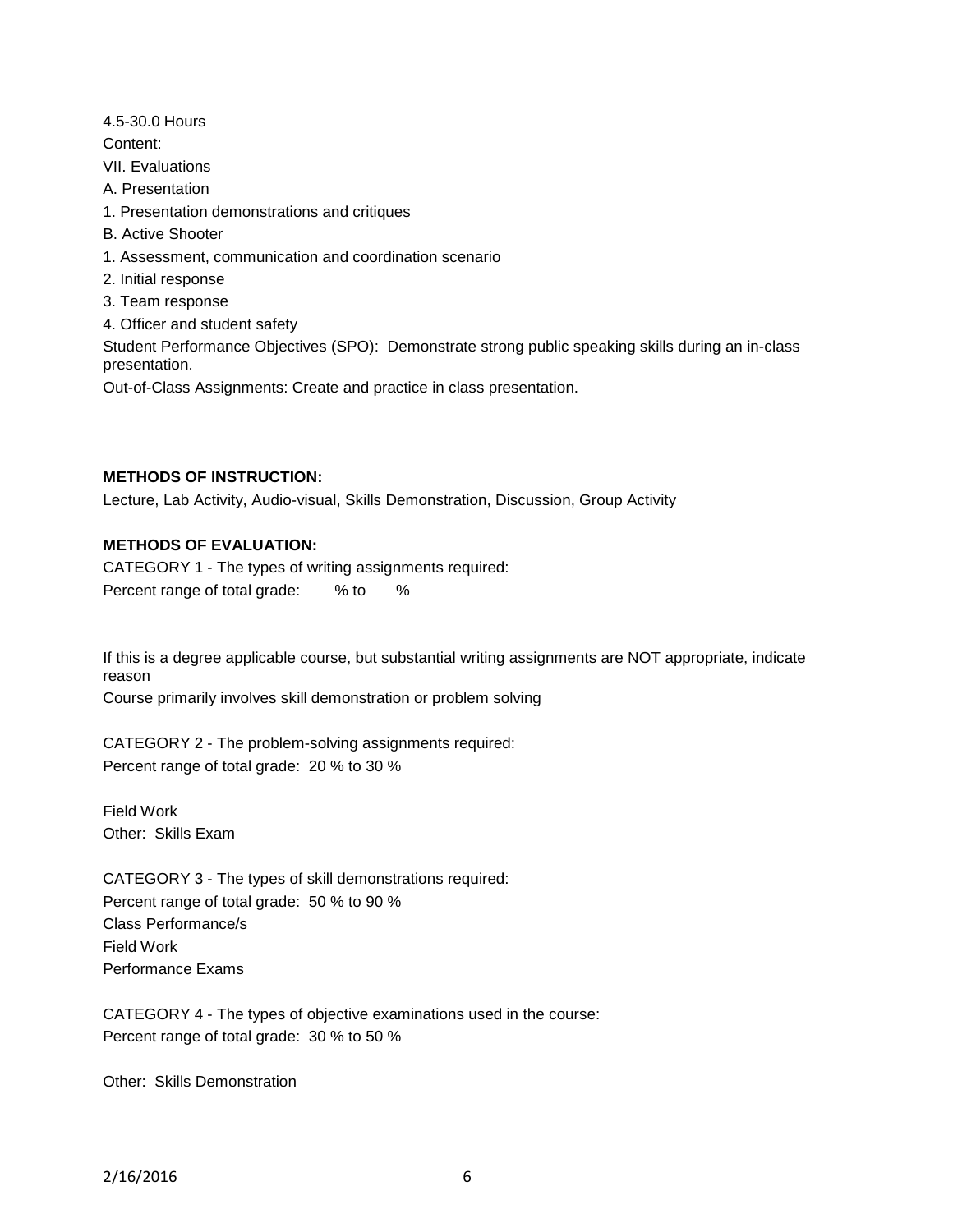4.5-30.0 Hours

Content:

VII. Evaluations

A. Presentation

1. Presentation demonstrations and critiques

B. Active Shooter

1. Assessment, communication and coordination scenario

2. Initial response

3. Team response

4. Officer and student safety

Student Performance Objectives (SPO): Demonstrate strong public speaking skills during an in-class presentation.

Out-of-Class Assignments: Create and practice in class presentation.

**METHODS OF INSTRUCTION:**

Lecture, Lab Activity, Audio-visual, Skills Demonstration, Discussion, Group Activity

**METHODS OF EVALUATION:**

CATEGORY 1 - The types of writing assignments required:

Percent range of total grade: % to %

If this is a degree applicable course, but substantial writing assignments are NOT appropriate, indicate reason

Course primarily involves skill demonstration or problem solving

CATEGORY 2 - The problem-solving assignments required:

Percent range of total grade: 20 % to 30 %

Field Work

Other: Skills Exam

CATEGORY 3 - The types of skill demonstrations required:

Percent range of total grade: 50 % to 90 %

Class Performance/s

Field Work

Performance Exams

CATEGORY 4 - The types of objective examinations used in the course:

Percent range of total grade: 30 % to 50 %

Other: Skills Demonstration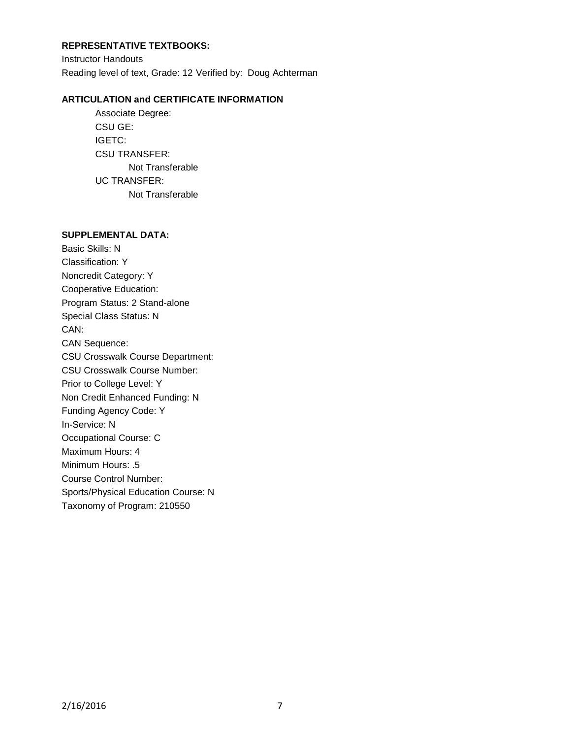**REPRESENTATIVE TEXTBOOKS:**

Instructor Handouts

Reading level of text, Grade: 12 Verified by: Doug Achterman

**ARTICULATION and CERTIFICATE INFORMATION**

Associate Degree:

CSU GE:

IGETC:

CSU TRANSFER:

Not Transferable

UC TRANSFER:

Not Transferable

**SUPPLEMENTAL DATA:**

Basic Skills: N

Classification: Y

Noncredit Category: Y

Cooperative Education:

Program Status: 2 Stand-alone

Special Class Status: N

CAN:

CAN Sequence:

CSU Crosswalk Course Department:

CSU Crosswalk Course Number:

Prior to College Level: Y

Non Credit Enhanced Funding: N

Funding Agency Code: Y

In-Service: N

Occupational Course: C

Maximum Hours: 4

Minimum Hours: .5

Course Control Number:

Sports/Physical Education Course: N

Taxonomy of Program: 210550